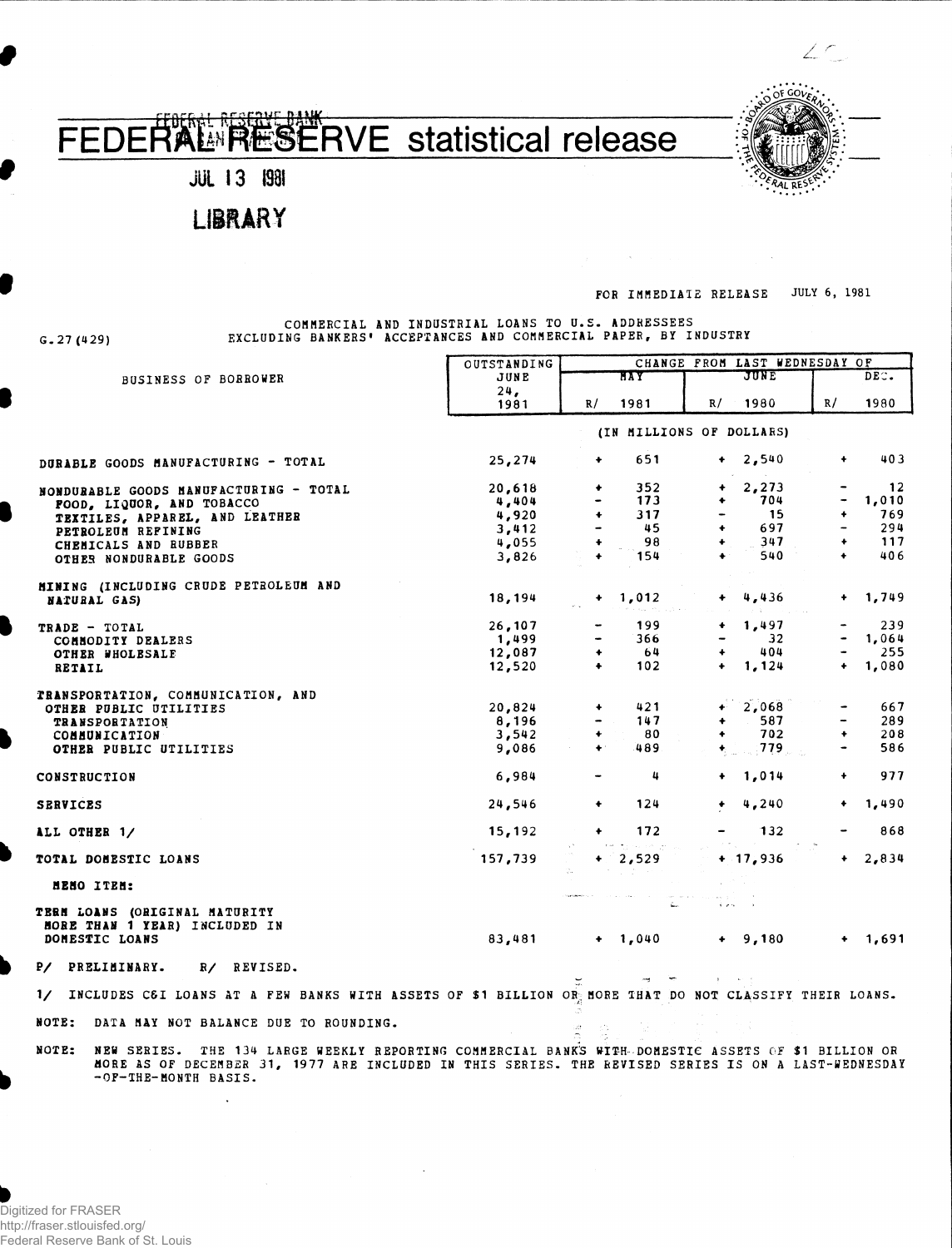# FEDERAL RESERVE statistical release

FEDERAL RESERVE BANK
JUL 13 1981
LIBRARY

FOR IMMEDIATE RELEASE JULY 6, 1981

G.27 (429)

COMMERCIAL AND INDUSTRIAL LOANS TO U.S. ADDRESSEES
EXCLUDING BANKERS' ACCEPTANCES AND COMMERCIAL PAPER, BY INDUSTRY

| BUSINESS OF BORROWER | OUTSTANDING JUNE 24, 1981 | CHANGE FROM LAST WEDNESDAY OF MAY R/ 1981 | JUNE R/ 1980 | DEC. R/ 1980 |
|---|---|---|---|---|
| | (IN MILLIONS OF DOLLARS) | | | |
| DURABLE GOODS MANUFACTURING - TOTAL | 25,274 | + 651 | + 2,540 | + 403 |
| NONDURABLE GOODS MANUFACTURING - TOTAL | 20,618 | + 352 | + 2,273 | - 12 |
| FOOD, LIQUOR, AND TOBACCO | 4,404 | - 173 | + 704 | - 1,010 |
| TEXTILES, APPAREL, AND LEATHER | 4,920 | + 317 | - 15 | + 769 |
| PETROLEUM REFINING | 3,412 | - 45 | + 697 | - 294 |
| CHEMICALS AND RUBBER | 4,055 | + 98 | + 347 | + 117 |
| OTHER NONDURABLE GOODS | 3,826 | + 154 | + 540 | + 406 |
| MINING (INCLUDING CRUDE PETROLEUM AND NATURAL GAS) | 18,194 | + 1,012 | + 4,436 | + 1,749 |
| TRADE - TOTAL | 26,107 | - 199 | + 1,497 | - 239 |
| COMMODITY DEALERS | 1,499 | - 366 | - 32 | - 1,064 |
| OTHER WHOLESALE | 12,087 | + 64 | + 404 | - 255 |
| RETAIL | 12,520 | + 102 | + 1,124 | + 1,080 |
| TRANSPORTATION, COMMUNICATION, AND OTHER PUBLIC UTILITIES | 20,824 | + 421 | + 2,068 | - 667 |
| TRANSPORTATION | 8,196 | - 147 | + 587 | - 289 |
| COMMUNICATION | 3,542 | + 80 | + 702 | + 208 |
| OTHER PUBLIC UTILITIES | 9,086 | + 489 | + 779 | - 586 |
| CONSTRUCTION | 6,984 | - 4 | + 1,014 | + 977 |
| SERVICES | 24,546 | + 124 | + 4,240 | + 1,490 |
| ALL OTHER 1/ | 15,192 | + 172 | - 132 | - 868 |
| TOTAL DOMESTIC LOANS | 157,739 | + 2,529 | + 17,936 | + 2,834 |
| MEMO ITEM: | | | | |
| TERM LOANS (ORIGINAL MATURITY MORE THAN 1 YEAR) INCLUDED IN DOMESTIC LOANS | 83,481 | + 1,040 | + 9,180 | + 1,691 |

P/ PRELIMINARY. R/ REVISED.

1/ INCLUDES C&I LOANS AT A FEW BANKS WITH ASSETS OF $1 BILLION OR MORE THAT DO NOT CLASSIFY THEIR LOANS.

NOTE: DATA MAY NOT BALANCE DUE TO ROUNDING.

NOTE: NEW SERIES. THE 134 LARGE WEEKLY REPORTING COMMERCIAL BANKS WITH DOMESTIC ASSETS OF $1 BILLION OR MORE AS OF DECEMBER 31, 1977 ARE INCLUDED IN THIS SERIES. THE REVISED SERIES IS ON A LAST-WEDNESDAY-OF-THE-MONTH BASIS.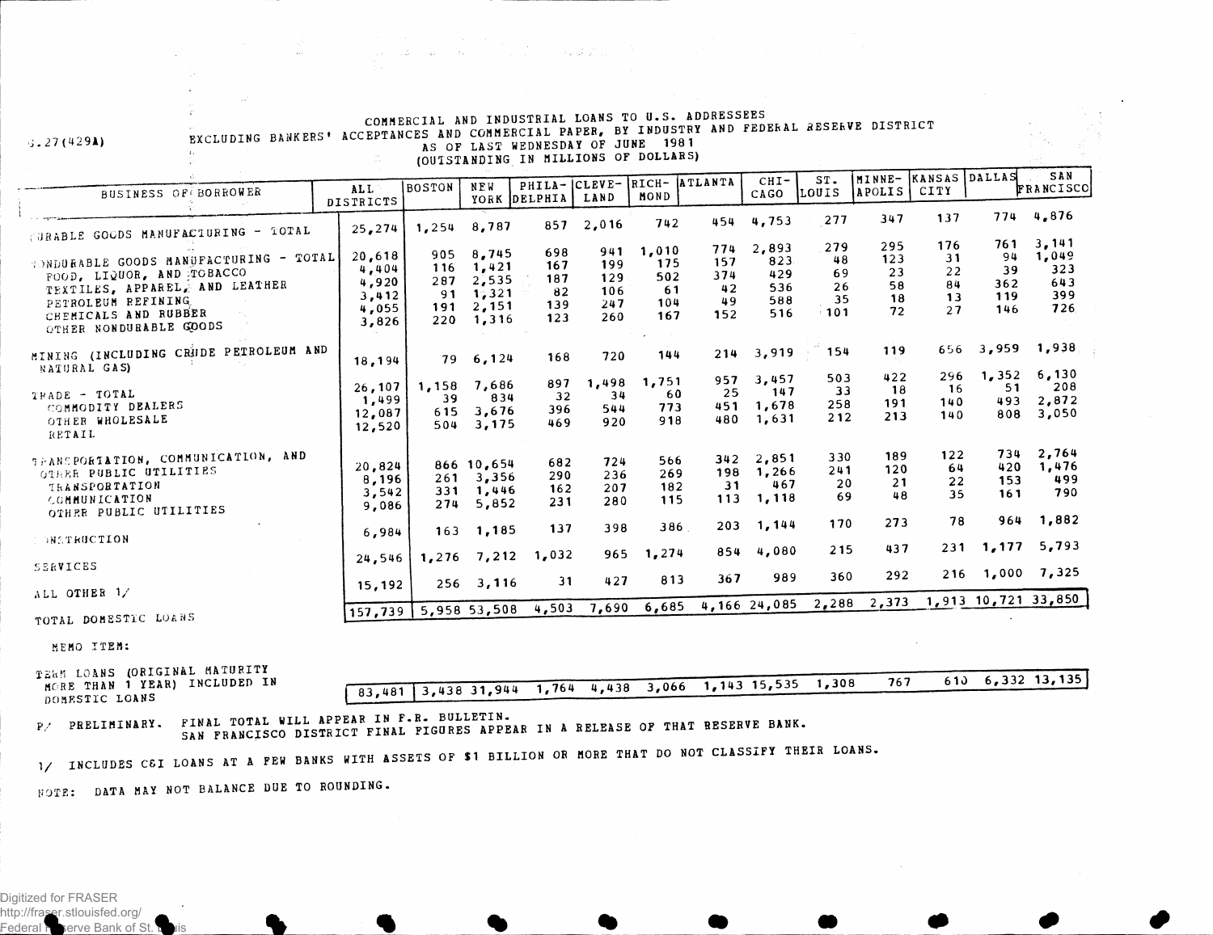G.27(429A)

COMMERCIAL AND INDUSTRIAL LOANS TO U.S. ADDRESSEES
EXCLUDING BANKERS' ACCEPTANCES AND COMMERCIAL PAPER, BY INDUSTRY AND FEDERAL RESERVE DISTRICT
AS OF LAST WEDNESDAY OF JUNE 1981
(OUTSTANDING IN MILLIONS OF DOLLARS)

| BUSINESS OF BORROWER | ALL DISTRICTS | BOSTON | NEW YORK | PHILA-DELPHIA | CLEVE-LAND | RICH-MOND | ATLANTA | CHI-CAGO | ST. LOUIS | MINNE-APOLIS | KANSAS CITY | DALLAS | SAN FRANCISCO |
|---|---|---|---|---|---|---|---|---|---|---|---|---|---|
| DURABLE GOODS MANUFACTURING - TOTAL | 25,274 | 1,254 | 8,787 | 857 | 2,016 | 742 | 454 | 4,753 | 277 | 347 | 137 | 774 | 4,876 |
| NONDURABLE GOODS MANUFACTURING - TOTAL | 20,618 | 905 | 8,745 | 698 | 941 | 1,010 | 774 | 2,893 | 279 | 295 | 176 | 761 | 3,141 |
| FOOD, LIQUOR, AND TOBACCO | 4,404 | 116 | 1,421 | 167 | 199 | 175 | 157 | 823 | 48 | 123 | 31 | 94 | 1,049 |
| TEXTILES, APPAREL, AND LEATHER | 4,920 | 287 | 2,535 | 187 | 129 | 502 | 374 | 429 | 69 | 23 | 22 | 39 | 323 |
| PETROLEUM REFINING | 3,412 | 91 | 1,321 | 82 | 106 | 61 | 42 | 536 | 26 | 58 | 84 | 362 | 643 |
| CHEMICALS AND RUBBER | 4,055 | 191 | 2,151 | 139 | 247 | 104 | 49 | 588 | 35 | 18 | 13 | 119 | 399 |
| OTHER NONDURABLE GOODS | 3,826 | 220 | 1,316 | 123 | 260 | 167 | 152 | 516 | 101 | 72 | 27 | 146 | 726 |
| MINING (INCLUDING CRUDE PETROLEUM AND NATURAL GAS) | 18,194 | 79 | 6,124 | 168 | 720 | 144 | 214 | 3,919 | 154 | 119 | 656 | 3,959 | 1,938 |
| TRADE - TOTAL | 26,107 | 1,158 | 7,686 | 897 | 1,498 | 1,751 | 957 | 3,457 | 503 | 422 | 296 | 1,352 | 6,130 |
| COMMODITY DEALERS | 1,499 | 39 | 834 | 32 | 34 | 60 | 25 | 147 | 33 | 18 | 16 | 51 | 208 |
| OTHER WHOLESALE | 12,087 | 615 | 3,676 | 396 | 544 | 773 | 451 | 1,678 | 258 | 191 | 140 | 493 | 2,872 |
| RETAIL | 12,520 | 504 | 3,175 | 469 | 920 | 918 | 480 | 1,631 | 212 | 213 | 140 | 808 | 3,050 |
| TRANSPORTATION, COMMUNICATION, AND OTHER PUBLIC UTILITIES | 20,824 | 866 | 10,654 | 682 | 724 | 566 | 342 | 2,851 | 330 | 189 | 122 | 734 | 2,764 |
| TRANSPORTATION | 8,196 | 261 | 3,356 | 290 | 236 | 269 | 198 | 1,266 | 241 | 120 | 64 | 420 | 1,476 |
| COMMUNICATION | 3,542 | 331 | 1,446 | 162 | 207 | 182 | 31 | 467 | 20 | 21 | 22 | 153 | 499 |
| OTHER PUBLIC UTILITIES | 9,086 | 274 | 5,852 | 231 | 280 | 115 | 113 | 1,118 | 69 | 48 | 35 | 161 | 790 |
| CONSTRUCTION | 6,984 | 163 | 1,185 | 137 | 398 | 386 | 203 | 1,144 | 170 | 273 | 78 | 964 | 1,882 |
| SERVICES | 24,546 | 1,276 | 7,212 | 1,032 | 965 | 1,274 | 854 | 4,080 | 215 | 437 | 231 | 1,177 | 5,793 |
| ALL OTHER 1/ | 15,192 | 256 | 3,116 | 31 | 427 | 813 | 367 | 989 | 360 | 292 | 216 | 1,000 | 7,325 |
| TOTAL DOMESTIC LOANS | 157,739 | 5,958 | 53,508 | 4,503 | 7,690 | 6,685 | 4,166 | 24,085 | 2,288 | 2,373 | 1,913 | 10,721 | 33,850 |
| MEMO ITEM: | | | | | | | | | | | | | |
| TERM LOANS (ORIGINAL MATURITY MORE THAN 1 YEAR) INCLUDED IN DOMESTIC LOANS | 83,481 | 3,438 | 31,944 | 1,764 | 4,438 | 3,066 | 1,143 | 15,535 | 1,308 | 767 | 610 | 6,332 | 13,135 |

P/ PRELIMINARY. FINAL TOTAL WILL APPEAR IN F.R. BULLETIN.
SAN FRANCISCO DISTRICT FINAL FIGURES APPEAR IN A RELEASE OF THAT RESERVE BANK.

1/ INCLUDES C&I LOANS AT A FEW BANKS WITH ASSETS OF $1 BILLION OR MORE THAT DO NOT CLASSIFY THEIR LOANS.

NOTE: DATA MAY NOT BALANCE DUE TO ROUNDING.